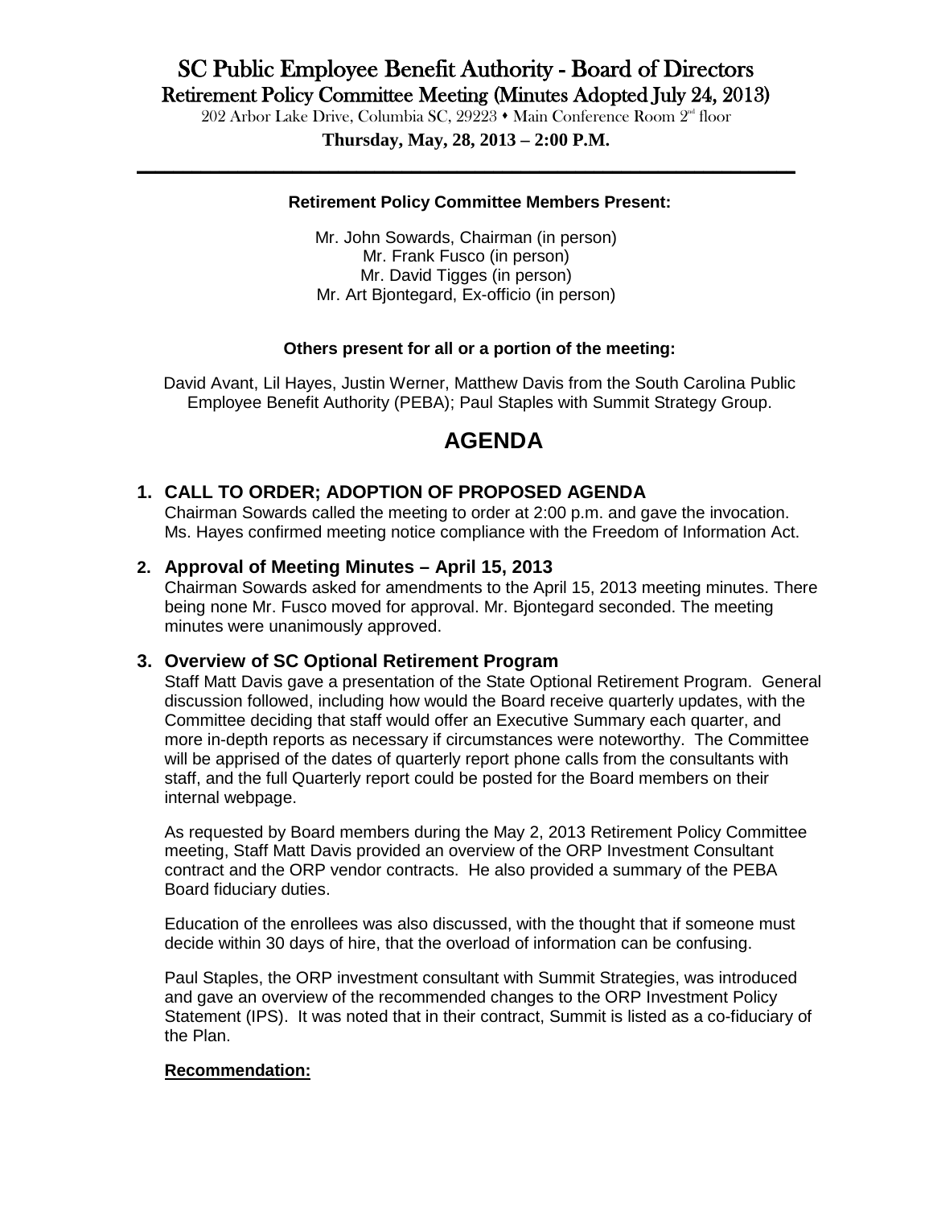# SC Public Employee Benefit Authority - Board of Directors

## Retirement Policy Committee Meeting (Minutes Adopted July 24, 2013)

202 Arbor Lake Drive, Columbia SC, 29223 • Main Conference Room 2nd floor

**Thursday, May, 28, 2013 – 2:00 P.M.**

---

**Retirement Policy Committee Members Present:**

Mr. John Sowards, Chairman (in person)
Mr. Frank Fusco (in person)
Mr. David Tigges (in person)
Mr. Art Bjontegard, Ex-officio (in person)

**Others present for all or a portion of the meeting:**

David Avant, Lil Hayes, Justin Werner, Matthew Davis from the South Carolina Public Employee Benefit Authority (PEBA); Paul Staples with Summit Strategy Group.

# AGENDA

## 1. CALL TO ORDER; ADOPTION OF PROPOSED AGENDA

Chairman Sowards called the meeting to order at 2:00 p.m. and gave the invocation. Ms. Hayes confirmed meeting notice compliance with the Freedom of Information Act.

## 2. Approval of Meeting Minutes – April 15, 2013

Chairman Sowards asked for amendments to the April 15, 2013 meeting minutes. There being none Mr. Fusco moved for approval. Mr. Bjontegard seconded. The meeting minutes were unanimously approved.

## 3. Overview of SC Optional Retirement Program

Staff Matt Davis gave a presentation of the State Optional Retirement Program. General discussion followed, including how would the Board receive quarterly updates, with the Committee deciding that staff would offer an Executive Summary each quarter, and more in-depth reports as necessary if circumstances were noteworthy. The Committee will be apprised of the dates of quarterly report phone calls from the consultants with staff, and the full Quarterly report could be posted for the Board members on their internal webpage.

As requested by Board members during the May 2, 2013 Retirement Policy Committee meeting, Staff Matt Davis provided an overview of the ORP Investment Consultant contract and the ORP vendor contracts. He also provided a summary of the PEBA Board fiduciary duties.

Education of the enrollees was also discussed, with the thought that if someone must decide within 30 days of hire, that the overload of information can be confusing.

Paul Staples, the ORP investment consultant with Summit Strategies, was introduced and gave an overview of the recommended changes to the ORP Investment Policy Statement (IPS). It was noted that in their contract, Summit is listed as a co-fiduciary of the Plan.

**Recommendation:**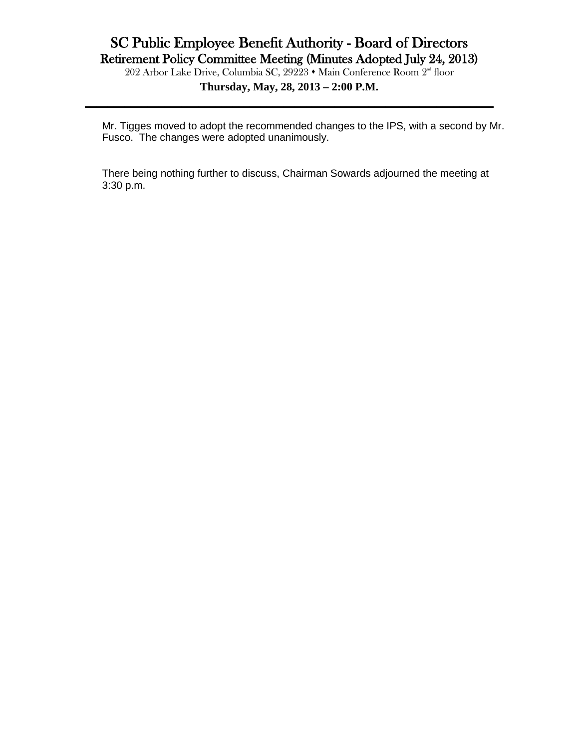Mr. Tigges moved to adopt the recommended changes to the IPS, with a second by Mr. Fusco. The changes were adopted unanimously.

There being nothing further to discuss, Chairman Sowards adjourned the meeting at 3:30 p.m.